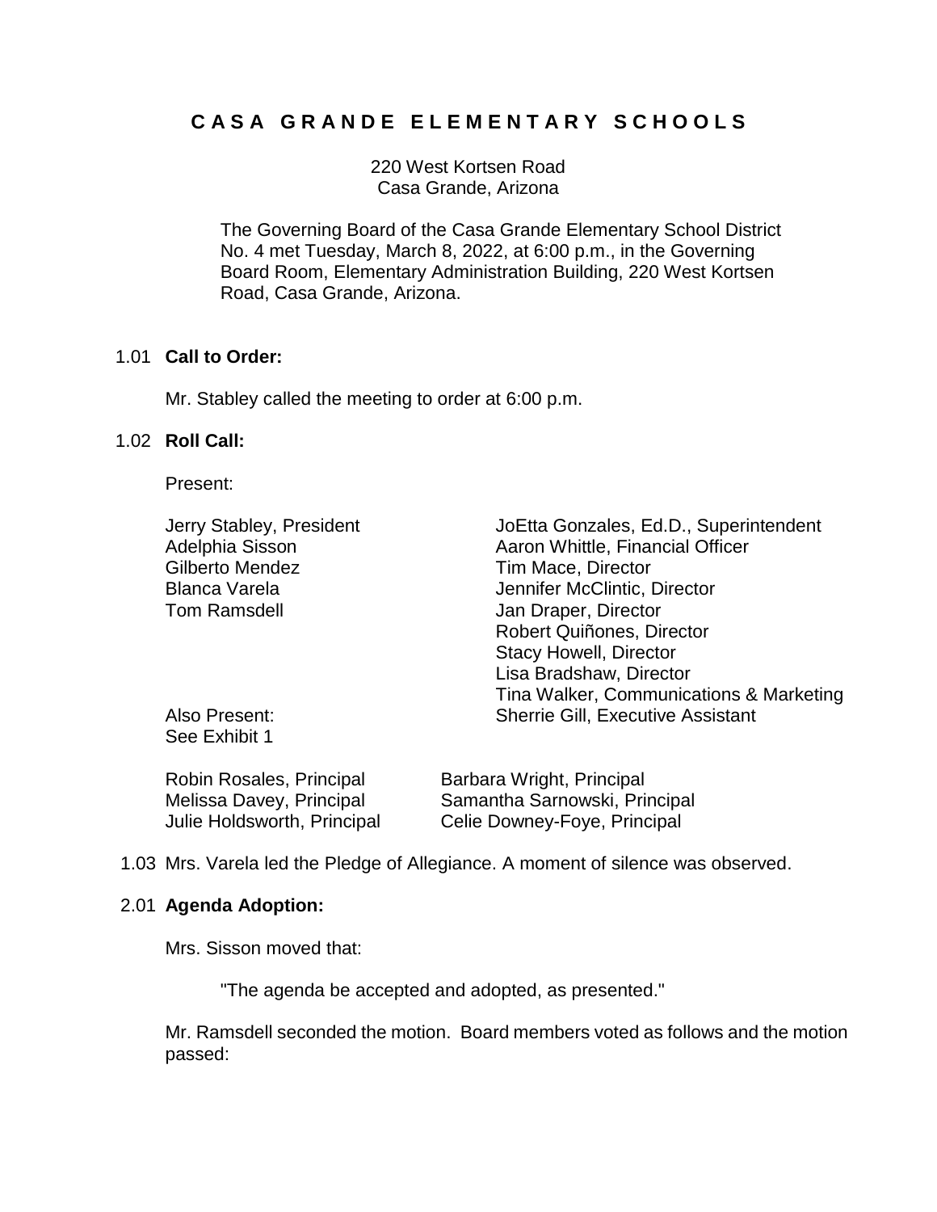# C A S A G R A N D E E L E M E N T A R Y S C H O O L S

220 West Kortsen Road
Casa Grande, Arizona

The Governing Board of the Casa Grande Elementary School District No. 4 met Tuesday, March 8, 2022, at 6:00 p.m., in the Governing Board Room, Elementary Administration Building, 220 West Kortsen Road, Casa Grande, Arizona.

1.01 **Call to Order:**

Mr. Stabley called the meeting to order at 6:00 p.m.

1.02 **Roll Call:**

Present:

| | |
|---|---|
| Jerry Stabley, President | JoEtta Gonzales, Ed.D., Superintendent |
| Adelphia Sisson | Aaron Whittle, Financial Officer |
| Gilberto Mendez | Tim Mace, Director |
| Blanca Varela | Jennifer McClintic, Director |
| Tom Ramsdell | Jan Draper, Director |
| | Robert Quiñones, Director |
| | Stacy Howell, Director |
| | Lisa Bradshaw, Director |
| | Tina Walker, Communications & Marketing |
| Also Present: | Sherrie Gill, Executive Assistant |
| See Exhibit 1 | |

| | |
|---|---|
| Robin Rosales, Principal | Barbara Wright, Principal |
| Melissa Davey, Principal | Samantha Sarnowski, Principal |
| Julie Holdsworth, Principal | Celie Downey-Foye, Principal |

1.03 Mrs. Varela led the Pledge of Allegiance. A moment of silence was observed.

2.01 **Agenda Adoption:**

Mrs. Sisson moved that:

"The agenda be accepted and adopted, as presented."

Mr. Ramsdell seconded the motion. Board members voted as follows and the motion passed: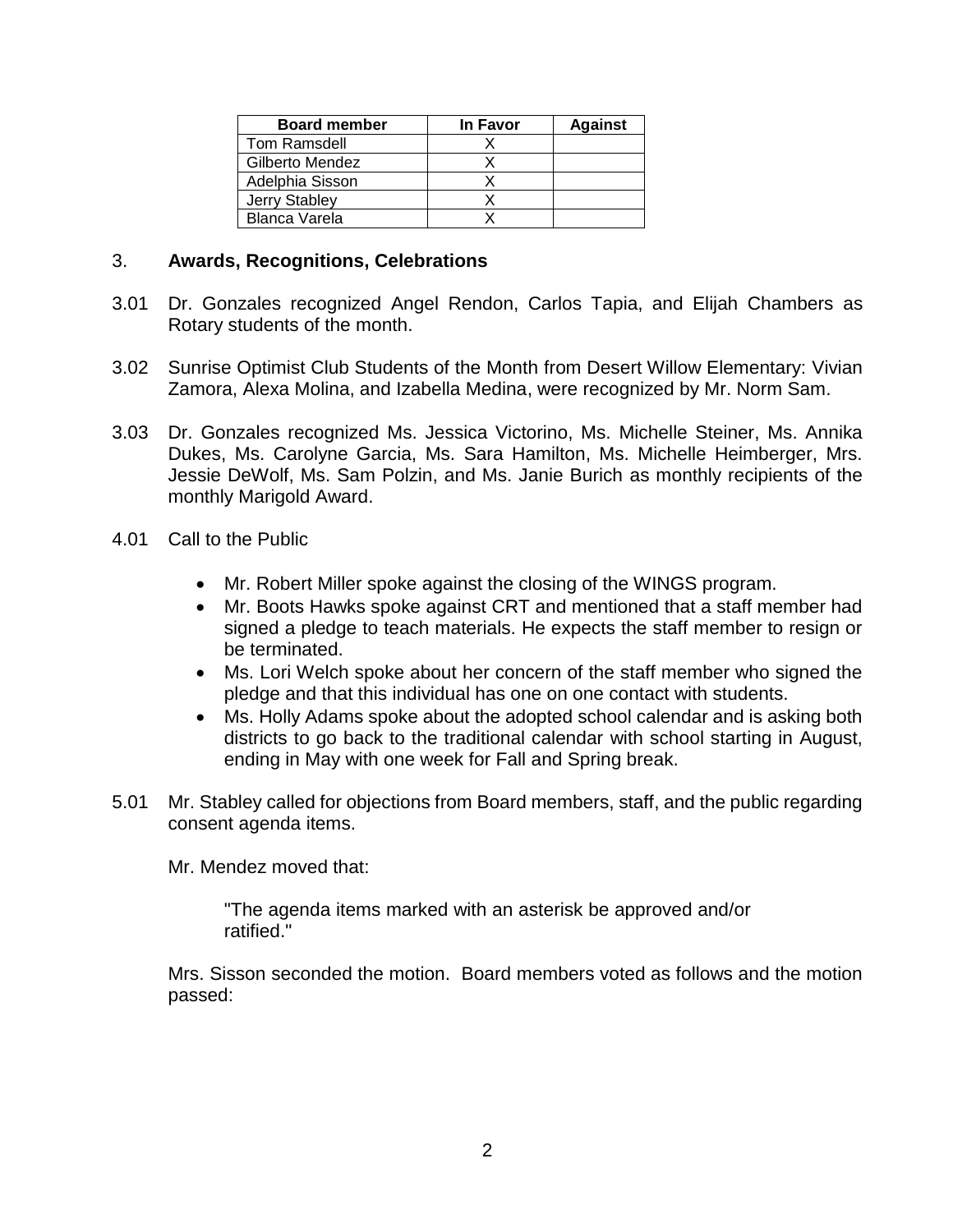| Board member | In Favor | Against |
|---|---|---|
| Tom Ramsdell | X | |
| Gilberto Mendez | X | |
| Adelphia Sisson | X | |
| Jerry Stabley | X | |
| Blanca Varela | X | |

3. **Awards, Recognitions, Celebrations**

3.01 Dr. Gonzales recognized Angel Rendon, Carlos Tapia, and Elijah Chambers as Rotary students of the month.

3.02 Sunrise Optimist Club Students of the Month from Desert Willow Elementary: Vivian Zamora, Alexa Molina, and Izabella Medina, were recognized by Mr. Norm Sam.

3.03 Dr. Gonzales recognized Ms. Jessica Victorino, Ms. Michelle Steiner, Ms. Annika Dukes, Ms. Carolyne Garcia, Ms. Sara Hamilton, Ms. Michelle Heimberger, Mrs. Jessie DeWolf, Ms. Sam Polzin, and Ms. Janie Burich as monthly recipients of the monthly Marigold Award.

4.01 Call to the Public

- Mr. Robert Miller spoke against the closing of the WINGS program.
- Mr. Boots Hawks spoke against CRT and mentioned that a staff member had signed a pledge to teach materials. He expects the staff member to resign or be terminated.
- Ms. Lori Welch spoke about her concern of the staff member who signed the pledge and that this individual has one on one contact with students.
- Ms. Holly Adams spoke about the adopted school calendar and is asking both districts to go back to the traditional calendar with school starting in August, ending in May with one week for Fall and Spring break.

5.01 Mr. Stabley called for objections from Board members, staff, and the public regarding consent agenda items.

Mr. Mendez moved that:

"The agenda items marked with an asterisk be approved and/or ratified."

Mrs. Sisson seconded the motion. Board members voted as follows and the motion passed: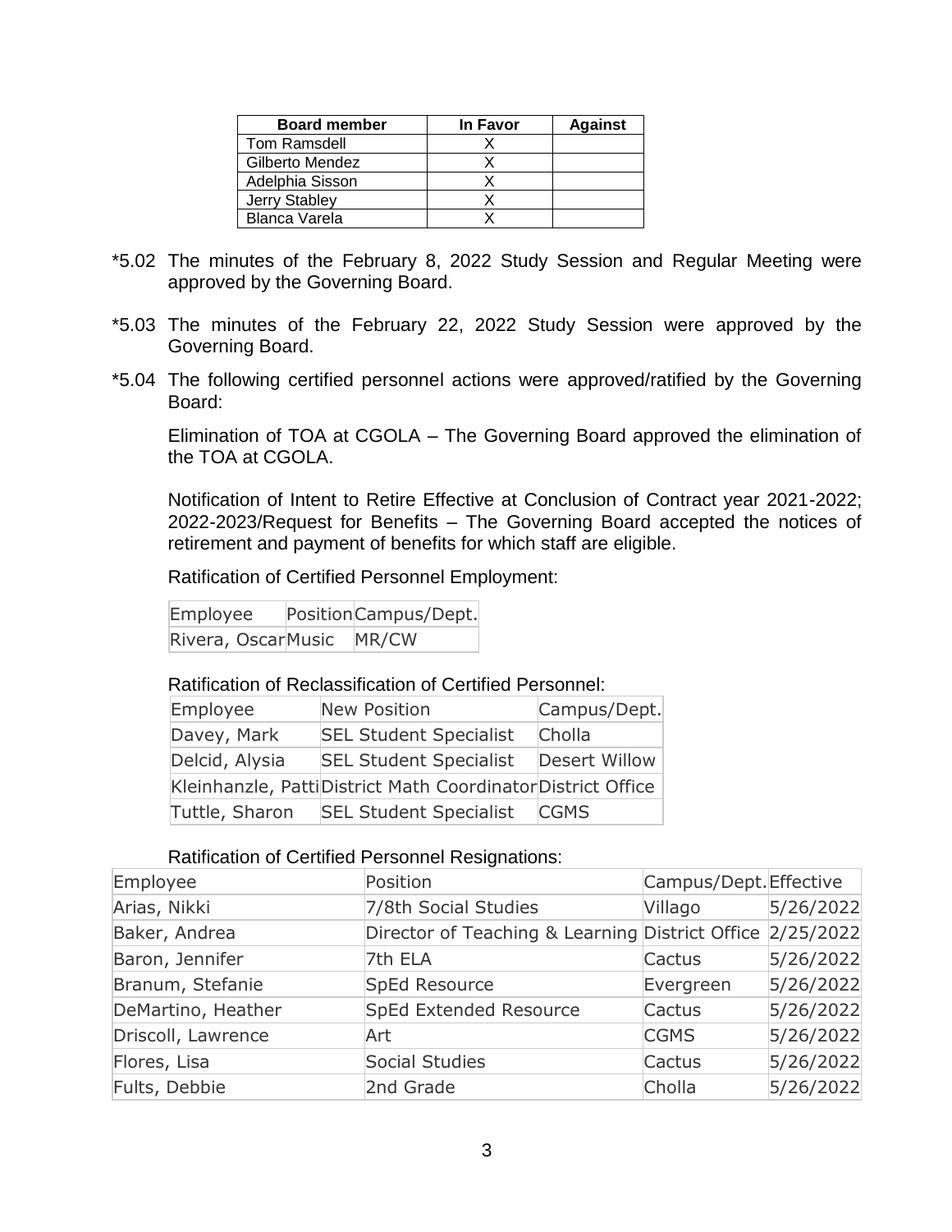| Board member | In Favor | Against |
|---|---|---|
| Tom Ramsdell | X | |
| Gilberto Mendez | X | |
| Adelphia Sisson | X | |
| Jerry Stabley | X | |
| Blanca Varela | X | |

*5.02 The minutes of the February 8, 2022 Study Session and Regular Meeting were approved by the Governing Board.

*5.03 The minutes of the February 22, 2022 Study Session were approved by the Governing Board.

*5.04 The following certified personnel actions were approved/ratified by the Governing Board:

Elimination of TOA at CGOLA – The Governing Board approved the elimination of the TOA at CGOLA.

Notification of Intent to Retire Effective at Conclusion of Contract year 2021-2022; 2022-2023/Request for Benefits – The Governing Board accepted the notices of retirement and payment of benefits for which staff are eligible.

Ratification of Certified Personnel Employment:

| Employee | Position | Campus/Dept. |
|---|---|---|
| Rivera, Oscar | Music | MR/CW |

Ratification of Reclassification of Certified Personnel:

| Employee | New Position | Campus/Dept. |
|---|---|---|
| Davey, Mark | SEL Student Specialist | Cholla |
| Delcid, Alysia | SEL Student Specialist | Desert Willow |
| Kleinhanzle, Patti | District Math Coordinator | District Office |
| Tuttle, Sharon | SEL Student Specialist | CGMS |

Ratification of Certified Personnel Resignations:

| Employee | Position | Campus/Dept. | Effective |
|---|---|---|---|
| Arias, Nikki | 7/8th Social Studies | Villago | 5/26/2022 |
| Baker, Andrea | Director of Teaching & Learning | District Office | 2/25/2022 |
| Baron, Jennifer | 7th ELA | Cactus | 5/26/2022 |
| Branum, Stefanie | SpEd Resource | Evergreen | 5/26/2022 |
| DeMartino, Heather | SpEd Extended Resource | Cactus | 5/26/2022 |
| Driscoll, Lawrence | Art | CGMS | 5/26/2022 |
| Flores, Lisa | Social Studies | Cactus | 5/26/2022 |
| Fults, Debbie | 2nd Grade | Cholla | 5/26/2022 |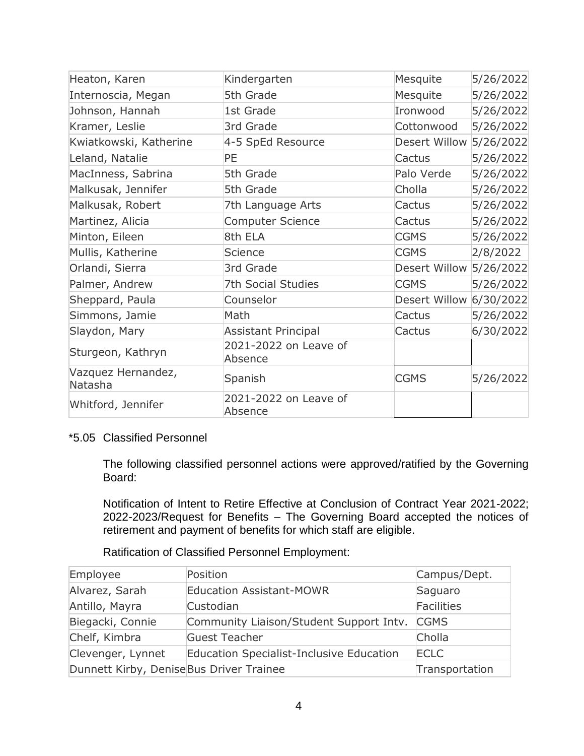| | | | |
|---|---|---|---|
| Heaton, Karen | Kindergarten | Mesquite | 5/26/2022 |
| Internoscia, Megan | 5th Grade | Mesquite | 5/26/2022 |
| Johnson, Hannah | 1st Grade | Ironwood | 5/26/2022 |
| Kramer, Leslie | 3rd Grade | Cottonwood | 5/26/2022 |
| Kwiatkowski, Katherine | 4-5 SpEd Resource | Desert Willow | 5/26/2022 |
| Leland, Natalie | PE | Cactus | 5/26/2022 |
| MacInness, Sabrina | 5th Grade | Palo Verde | 5/26/2022 |
| Malkusak, Jennifer | 5th Grade | Cholla | 5/26/2022 |
| Malkusak, Robert | 7th Language Arts | Cactus | 5/26/2022 |
| Martinez, Alicia | Computer Science | Cactus | 5/26/2022 |
| Minton, Eileen | 8th ELA | CGMS | 5/26/2022 |
| Mullis, Katherine | Science | CGMS | 2/8/2022 |
| Orlandi, Sierra | 3rd Grade | Desert Willow | 5/26/2022 |
| Palmer, Andrew | 7th Social Studies | CGMS | 5/26/2022 |
| Sheppard, Paula | Counselor | Desert Willow | 6/30/2022 |
| Simmons, Jamie | Math | Cactus | 5/26/2022 |
| Slaydon, Mary | Assistant Principal | Cactus | 6/30/2022 |
| Sturgeon, Kathryn | 2021-2022 on Leave of Absence | | |
| Vazquez Hernandez, Natasha | Spanish | CGMS | 5/26/2022 |
| Whitford, Jennifer | 2021-2022 on Leave of Absence | | |

*5.05 Classified Personnel

The following classified personnel actions were approved/ratified by the Governing Board:

Notification of Intent to Retire Effective at Conclusion of Contract Year 2021-2022; 2022-2023/Request for Benefits – The Governing Board accepted the notices of retirement and payment of benefits for which staff are eligible.

Ratification of Classified Personnel Employment:

| Employee | Position | Campus/Dept. |
|---|---|---|
| Alvarez, Sarah | Education Assistant-MOWR | Saguaro |
| Antillo, Mayra | Custodian | Facilities |
| Biegacki, Connie | Community Liaison/Student Support Intv. | CGMS |
| Chelf, Kimbra | Guest Teacher | Cholla |
| Clevenger, Lynnet | Education Specialist-Inclusive Education | ECLC |
| Dunnett Kirby, Denise | Bus Driver Trainee | Transportation |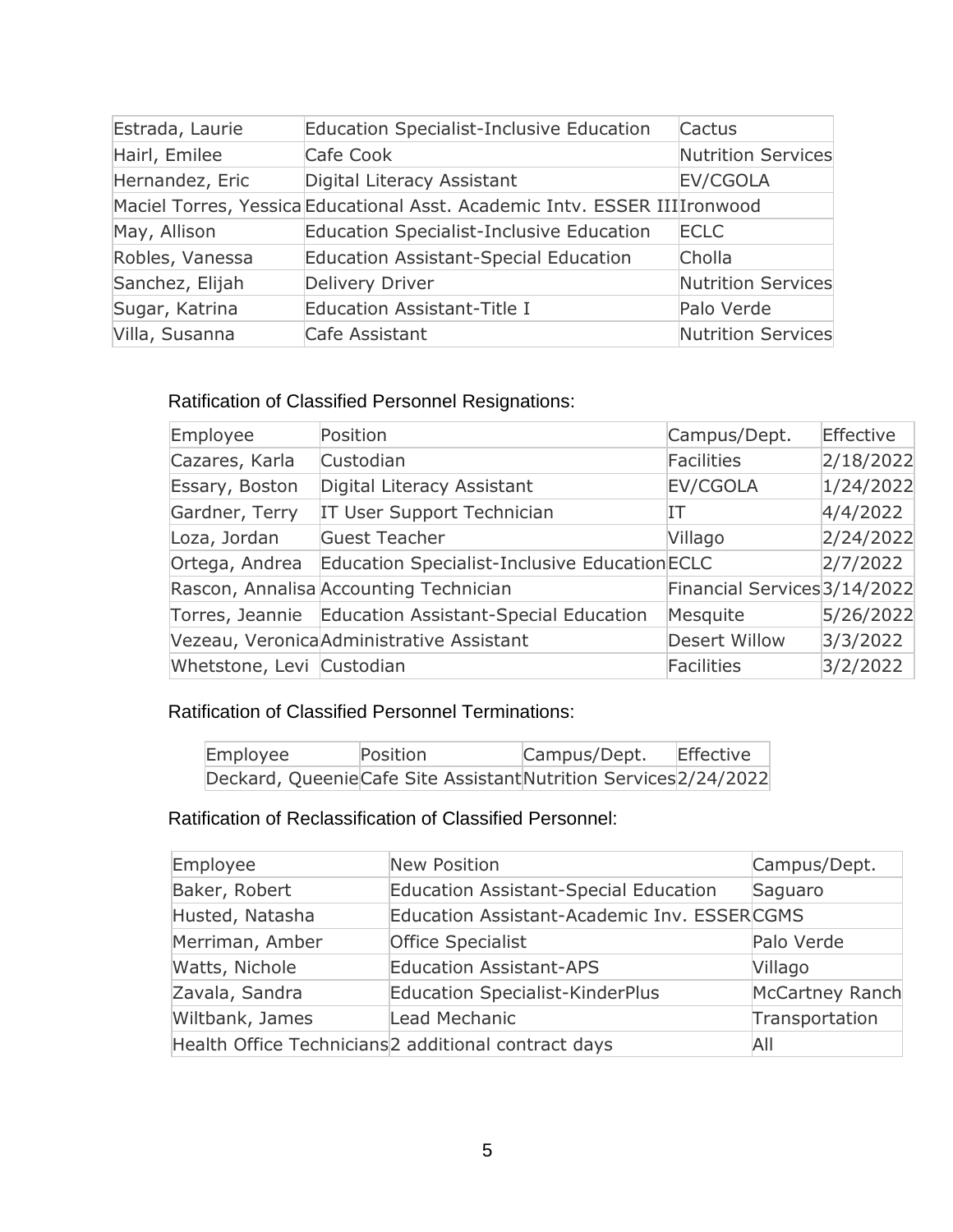| | | |
|---|---|---|
| Estrada, Laurie | Education Specialist-Inclusive Education | Cactus |
| Hairl, Emilee | Cafe Cook | Nutrition Services |
| Hernandez, Eric | Digital Literacy Assistant | EV/CGOLA |
| Maciel Torres, Yessica | Educational Asst. Academic Intv. ESSER III | Ironwood |
| May, Allison | Education Specialist-Inclusive Education | ECLC |
| Robles, Vanessa | Education Assistant-Special Education | Cholla |
| Sanchez, Elijah | Delivery Driver | Nutrition Services |
| Sugar, Katrina | Education Assistant-Title I | Palo Verde |
| Villa, Susanna | Cafe Assistant | Nutrition Services |

Ratification of Classified Personnel Resignations:

| Employee | Position | Campus/Dept. | Effective |
|---|---|---|---|
| Cazares, Karla | Custodian | Facilities | 2/18/2022 |
| Essary, Boston | Digital Literacy Assistant | EV/CGOLA | 1/24/2022 |
| Gardner, Terry | IT User Support Technician | IT | 4/4/2022 |
| Loza, Jordan | Guest Teacher | Villago | 2/24/2022 |
| Ortega, Andrea | Education Specialist-Inclusive Education | ECLC | 2/7/2022 |
| Rascon, Annalisa | Accounting Technician | Financial Services | 3/14/2022 |
| Torres, Jeannie | Education Assistant-Special Education | Mesquite | 5/26/2022 |
| Vezeau, Veronica | Administrative Assistant | Desert Willow | 3/3/2022 |
| Whetstone, Levi | Custodian | Facilities | 3/2/2022 |

Ratification of Classified Personnel Terminations:

| Employee | Position | Campus/Dept. | Effective |
|---|---|---|---|
| Deckard, Queenie | Cafe Site Assistant | Nutrition Services | 2/24/2022 |

Ratification of Reclassification of Classified Personnel:

| Employee | New Position | Campus/Dept. |
|---|---|---|
| Baker, Robert | Education Assistant-Special Education | Saguaro |
| Husted, Natasha | Education Assistant-Academic Inv. ESSER | CGMS |
| Merriman, Amber | Office Specialist | Palo Verde |
| Watts, Nichole | Education Assistant-APS | Villago |
| Zavala, Sandra | Education Specialist-KinderPlus | McCartney Ranch |
| Wiltbank, James | Lead Mechanic | Transportation |
| Health Office Technicians | 2 additional contract days | All |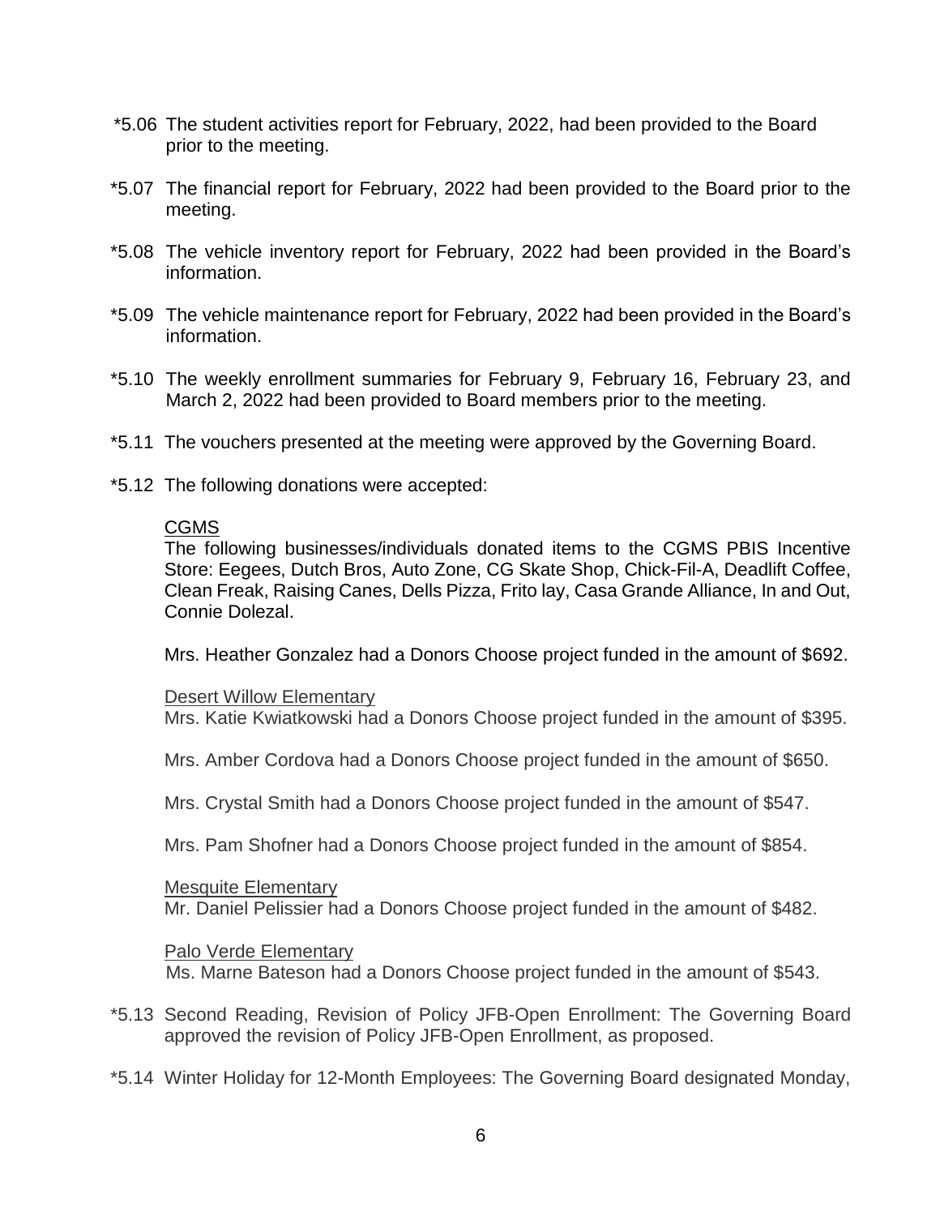*5.06 The student activities report for February, 2022, had been provided to the Board prior to the meeting.

*5.07 The financial report for February, 2022 had been provided to the Board prior to the meeting.

*5.08 The vehicle inventory report for February, 2022 had been provided in the Board's information.

*5.09 The vehicle maintenance report for February, 2022 had been provided in the Board's information.

*5.10 The weekly enrollment summaries for February 9, February 16, February 23, and March 2, 2022 had been provided to Board members prior to the meeting.

*5.11 The vouchers presented at the meeting were approved by the Governing Board.

*5.12 The following donations were accepted:

<u>CGMS</u>

The following businesses/individuals donated items to the CGMS PBIS Incentive Store: Eegees, Dutch Bros, Auto Zone, CG Skate Shop, Chick-Fil-A, Deadlift Coffee, Clean Freak, Raising Canes, Dells Pizza, Frito lay, Casa Grande Alliance, In and Out, Connie Dolezal.

Mrs. Heather Gonzalez had a Donors Choose project funded in the amount of $692.

<u>Desert Willow Elementary</u>

Mrs. Katie Kwiatkowski had a Donors Choose project funded in the amount of $395.

Mrs. Amber Cordova had a Donors Choose project funded in the amount of $650.

Mrs. Crystal Smith had a Donors Choose project funded in the amount of $547.

Mrs. Pam Shofner had a Donors Choose project funded in the amount of $854.

<u>Mesquite Elementary</u>

Mr. Daniel Pelissier had a Donors Choose project funded in the amount of $482.

<u>Palo Verde Elementary</u>

Ms. Marne Bateson had a Donors Choose project funded in the amount of $543.

*5.13 Second Reading, Revision of Policy JFB-Open Enrollment: The Governing Board approved the revision of Policy JFB-Open Enrollment, as proposed.

*5.14 Winter Holiday for 12-Month Employees: The Governing Board designated Monday,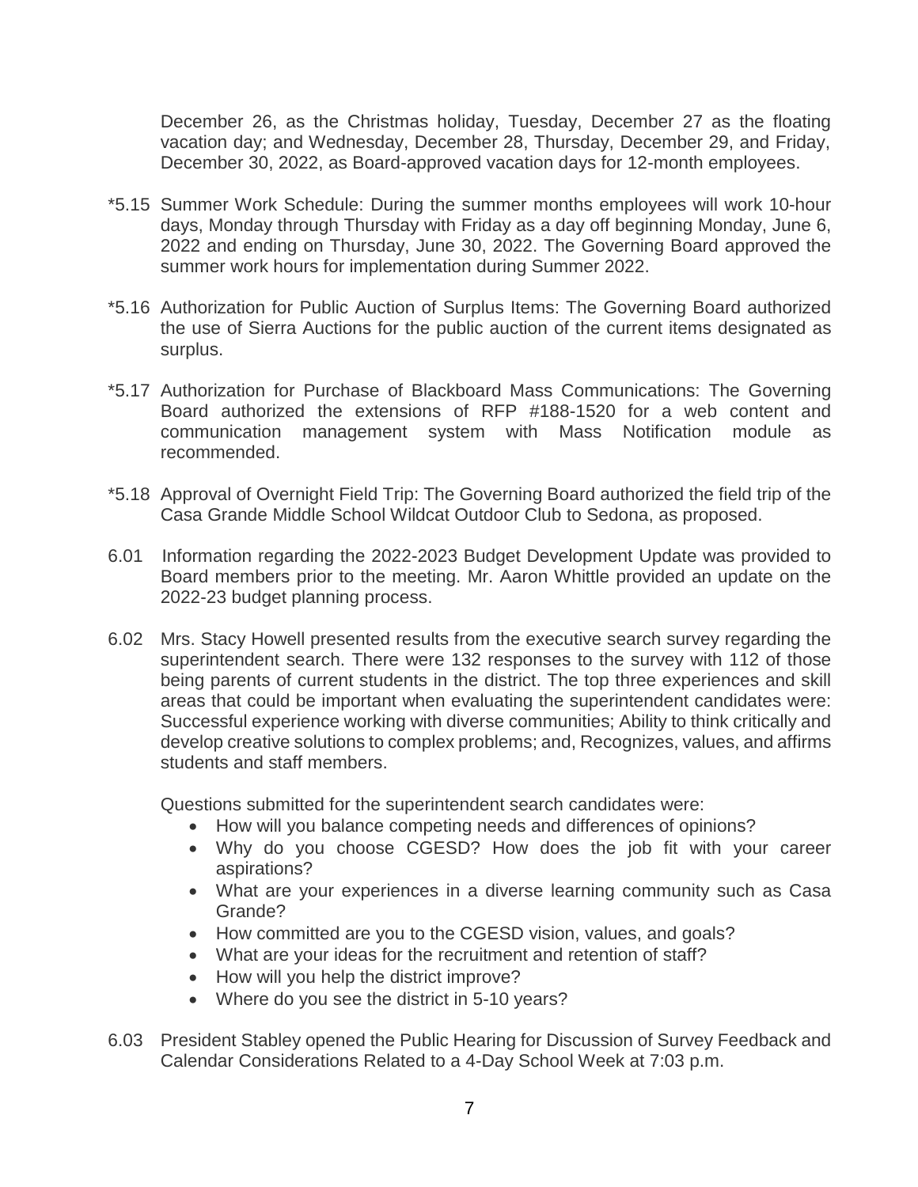December 26, as the Christmas holiday, Tuesday, December 27 as the floating vacation day; and Wednesday, December 28, Thursday, December 29, and Friday, December 30, 2022, as Board-approved vacation days for 12-month employees.

*5.15 Summer Work Schedule: During the summer months employees will work 10-hour days, Monday through Thursday with Friday as a day off beginning Monday, June 6, 2022 and ending on Thursday, June 30, 2022. The Governing Board approved the summer work hours for implementation during Summer 2022.

*5.16 Authorization for Public Auction of Surplus Items: The Governing Board authorized the use of Sierra Auctions for the public auction of the current items designated as surplus.

*5.17 Authorization for Purchase of Blackboard Mass Communications: The Governing Board authorized the extensions of RFP #188-1520 for a web content and communication management system with Mass Notification module as recommended.

*5.18 Approval of Overnight Field Trip: The Governing Board authorized the field trip of the Casa Grande Middle School Wildcat Outdoor Club to Sedona, as proposed.

6.01 Information regarding the 2022-2023 Budget Development Update was provided to Board members prior to the meeting. Mr. Aaron Whittle provided an update on the 2022-23 budget planning process.

6.02 Mrs. Stacy Howell presented results from the executive search survey regarding the superintendent search. There were 132 responses to the survey with 112 of those being parents of current students in the district. The top three experiences and skill areas that could be important when evaluating the superintendent candidates were: Successful experience working with diverse communities; Ability to think critically and develop creative solutions to complex problems; and, Recognizes, values, and affirms students and staff members.

Questions submitted for the superintendent search candidates were:

- How will you balance competing needs and differences of opinions?
- Why do you choose CGESD? How does the job fit with your career aspirations?
- What are your experiences in a diverse learning community such as Casa Grande?
- How committed are you to the CGESD vision, values, and goals?
- What are your ideas for the recruitment and retention of staff?
- How will you help the district improve?
- Where do you see the district in 5-10 years?

6.03 President Stabley opened the Public Hearing for Discussion of Survey Feedback and Calendar Considerations Related to a 4-Day School Week at 7:03 p.m.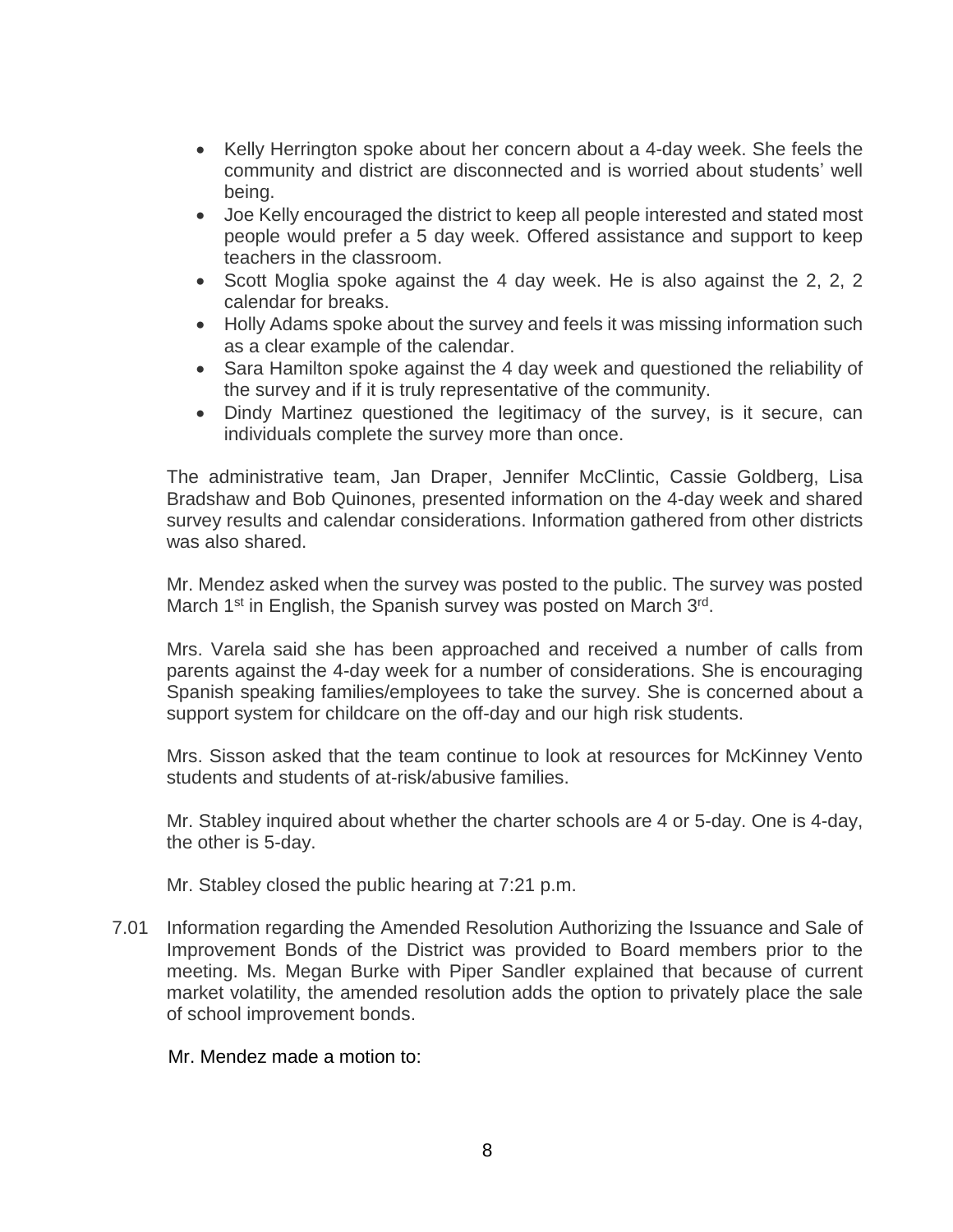- Kelly Herrington spoke about her concern about a 4-day week. She feels the community and district are disconnected and is worried about students' well being.
- Joe Kelly encouraged the district to keep all people interested and stated most people would prefer a 5 day week. Offered assistance and support to keep teachers in the classroom.
- Scott Moglia spoke against the 4 day week. He is also against the 2, 2, 2 calendar for breaks.
- Holly Adams spoke about the survey and feels it was missing information such as a clear example of the calendar.
- Sara Hamilton spoke against the 4 day week and questioned the reliability of the survey and if it is truly representative of the community.
- Dindy Martinez questioned the legitimacy of the survey, is it secure, can individuals complete the survey more than once.

The administrative team, Jan Draper, Jennifer McClintic, Cassie Goldberg, Lisa Bradshaw and Bob Quinones, presented information on the 4-day week and shared survey results and calendar considerations. Information gathered from other districts was also shared.

Mr. Mendez asked when the survey was posted to the public. The survey was posted March 1st in English, the Spanish survey was posted on March 3rd.

Mrs. Varela said she has been approached and received a number of calls from parents against the 4-day week for a number of considerations. She is encouraging Spanish speaking families/employees to take the survey. She is concerned about a support system for childcare on the off-day and our high risk students.

Mrs. Sisson asked that the team continue to look at resources for McKinney Vento students and students of at-risk/abusive families.

Mr. Stabley inquired about whether the charter schools are 4 or 5-day. One is 4-day, the other is 5-day.

Mr. Stabley closed the public hearing at 7:21 p.m.

7.01 Information regarding the Amended Resolution Authorizing the Issuance and Sale of Improvement Bonds of the District was provided to Board members prior to the meeting. Ms. Megan Burke with Piper Sandler explained that because of current market volatility, the amended resolution adds the option to privately place the sale of school improvement bonds.

Mr. Mendez made a motion to: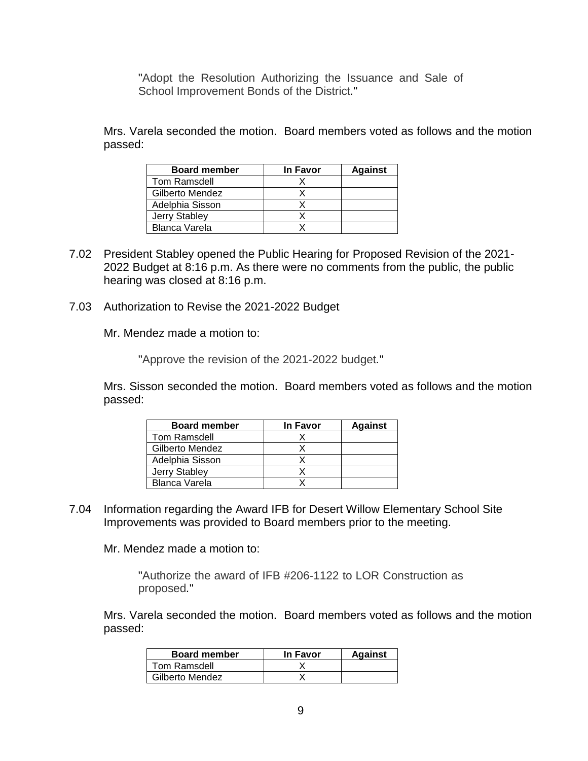"Adopt the Resolution Authorizing the Issuance and Sale of School Improvement Bonds of the District."

Mrs. Varela seconded the motion. Board members voted as follows and the motion passed:

| Board member | In Favor | Against |
|---|---|---|
| Tom Ramsdell | X | |
| Gilberto Mendez | X | |
| Adelphia Sisson | X | |
| Jerry Stabley | X | |
| Blanca Varela | X | |

7.02 President Stabley opened the Public Hearing for Proposed Revision of the 2021-2022 Budget at 8:16 p.m. As there were no comments from the public, the public hearing was closed at 8:16 p.m.

7.03 Authorization to Revise the 2021-2022 Budget

Mr. Mendez made a motion to:

"Approve the revision of the 2021-2022 budget."

Mrs. Sisson seconded the motion. Board members voted as follows and the motion passed:

| Board member | In Favor | Against |
|---|---|---|
| Tom Ramsdell | X | |
| Gilberto Mendez | X | |
| Adelphia Sisson | X | |
| Jerry Stabley | X | |
| Blanca Varela | X | |

7.04 Information regarding the Award IFB for Desert Willow Elementary School Site Improvements was provided to Board members prior to the meeting.

Mr. Mendez made a motion to:

"Authorize the award of IFB #206-1122 to LOR Construction as proposed."

Mrs. Varela seconded the motion. Board members voted as follows and the motion passed:

| Board member | In Favor | Against |
|---|---|---|
| Tom Ramsdell | X | |
| Gilberto Mendez | X | |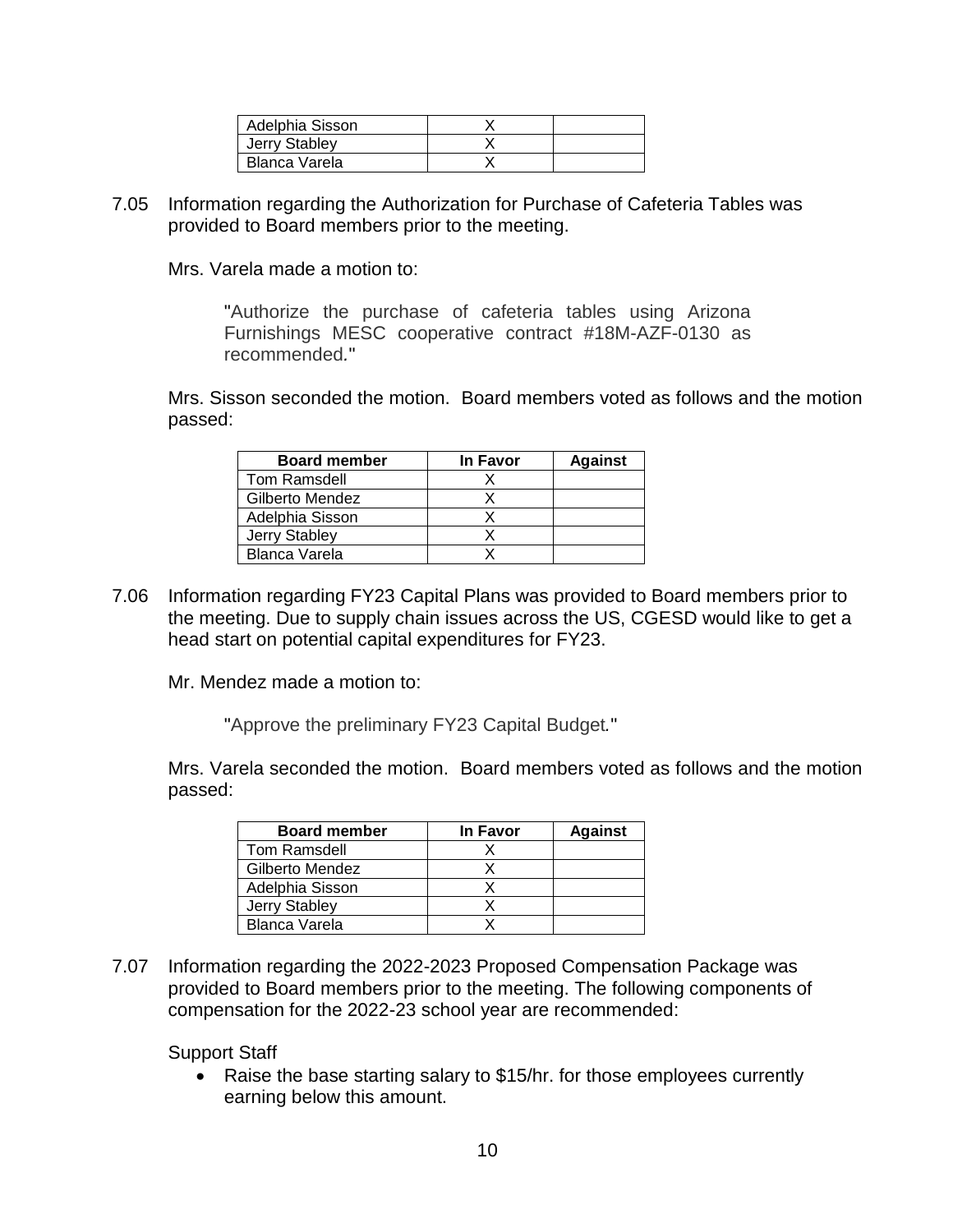| Adelphia Sisson | X | |
|---|---|---|
| Jerry Stabley | X | |
| Blanca Varela | X | |

7.05 Information regarding the Authorization for Purchase of Cafeteria Tables was provided to Board members prior to the meeting.

Mrs. Varela made a motion to:

> "Authorize the purchase of cafeteria tables using Arizona Furnishings MESC cooperative contract #18M-AZF-0130 as recommended."

Mrs. Sisson seconded the motion. Board members voted as follows and the motion passed:

| Board member | In Favor | Against |
|---|---|---|
| Tom Ramsdell | X | |
| Gilberto Mendez | X | |
| Adelphia Sisson | X | |
| Jerry Stabley | X | |
| Blanca Varela | X | |

7.06 Information regarding FY23 Capital Plans was provided to Board members prior to the meeting. Due to supply chain issues across the US, CGESD would like to get a head start on potential capital expenditures for FY23.

Mr. Mendez made a motion to:

> "Approve the preliminary FY23 Capital Budget."

Mrs. Varela seconded the motion. Board members voted as follows and the motion passed:

| Board member | In Favor | Against |
|---|---|---|
| Tom Ramsdell | X | |
| Gilberto Mendez | X | |
| Adelphia Sisson | X | |
| Jerry Stabley | X | |
| Blanca Varela | X | |

7.07 Information regarding the 2022-2023 Proposed Compensation Package was provided to Board members prior to the meeting. The following components of compensation for the 2022-23 school year are recommended:

Support Staff

- Raise the base starting salary to $15/hr. for those employees currently earning below this amount.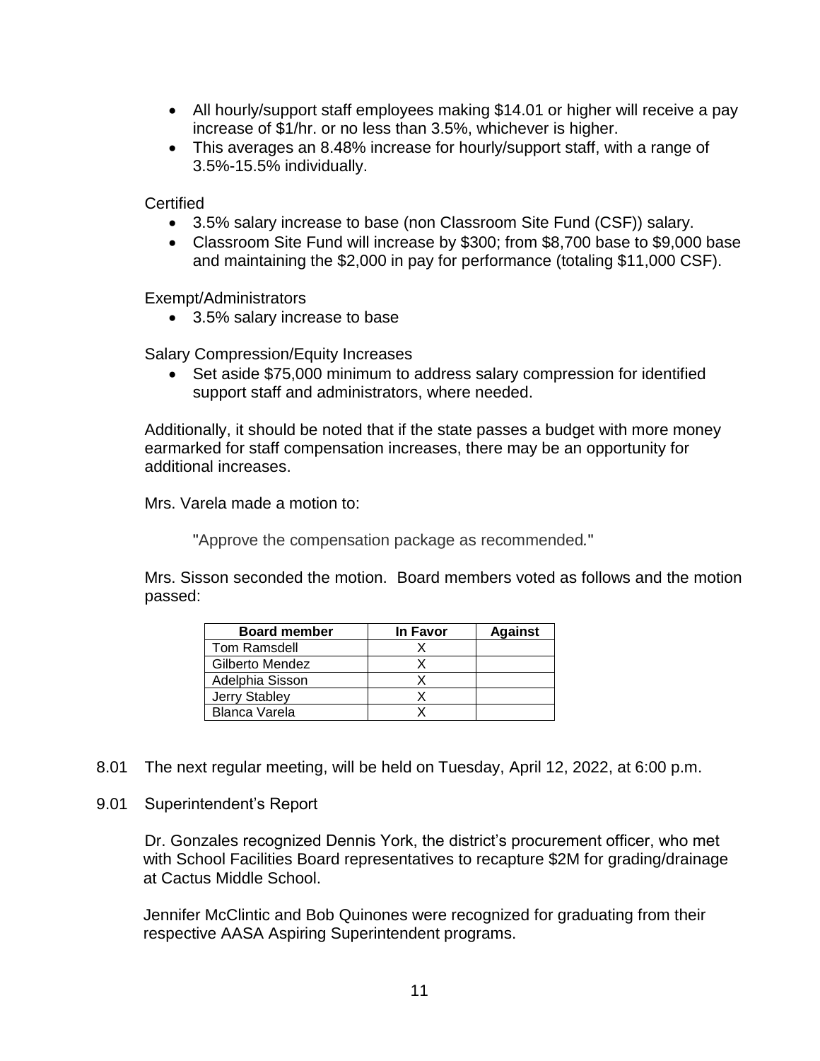- All hourly/support staff employees making $14.01 or higher will receive a pay increase of $1/hr. or no less than 3.5%, whichever is higher.
- This averages an 8.48% increase for hourly/support staff, with a range of 3.5%-15.5% individually.

Certified

- 3.5% salary increase to base (non Classroom Site Fund (CSF)) salary.
- Classroom Site Fund will increase by $300; from $8,700 base to $9,000 base and maintaining the $2,000 in pay for performance (totaling $11,000 CSF).

Exempt/Administrators

- 3.5% salary increase to base

Salary Compression/Equity Increases

- Set aside $75,000 minimum to address salary compression for identified support staff and administrators, where needed.

Additionally, it should be noted that if the state passes a budget with more money earmarked for staff compensation increases, there may be an opportunity for additional increases.

Mrs. Varela made a motion to:

"Approve the compensation package as recommended."

Mrs. Sisson seconded the motion. Board members voted as follows and the motion passed:

| Board member | In Favor | Against |
|---|---|---|
| Tom Ramsdell | X | |
| Gilberto Mendez | X | |
| Adelphia Sisson | X | |
| Jerry Stabley | X | |
| Blanca Varela | X | |

8.01 The next regular meeting, will be held on Tuesday, April 12, 2022, at 6:00 p.m.

9.01 Superintendent's Report

Dr. Gonzales recognized Dennis York, the district's procurement officer, who met with School Facilities Board representatives to recapture $2M for grading/drainage at Cactus Middle School.

Jennifer McClintic and Bob Quinones were recognized for graduating from their respective AASA Aspiring Superintendent programs.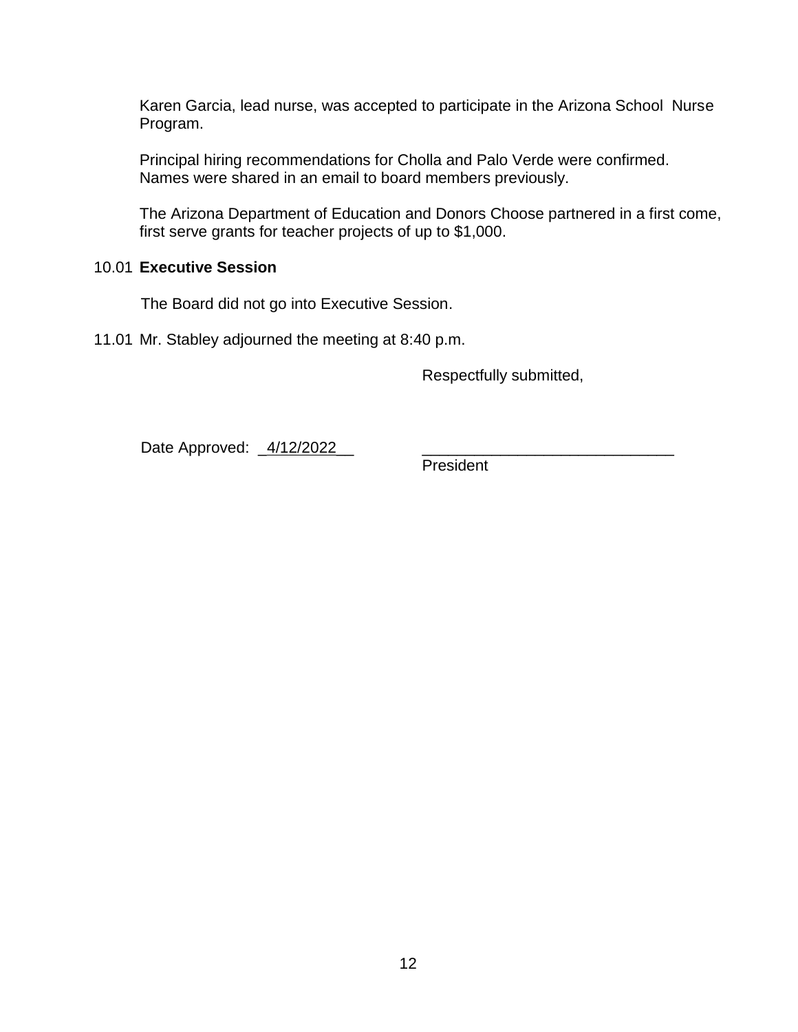Karen Garcia, lead nurse, was accepted to participate in the Arizona School Nurse Program.

Principal hiring recommendations for Cholla and Palo Verde were confirmed. Names were shared in an email to board members previously.

The Arizona Department of Education and Donors Choose partnered in a first come, first serve grants for teacher projects of up to $1,000.

10.01 **Executive Session**

The Board did not go into Executive Session.

11.01 Mr. Stabley adjourned the meeting at 8:40 p.m.

Respectfully submitted,

Date Approved: _4/12/2022__

_____________________________
President